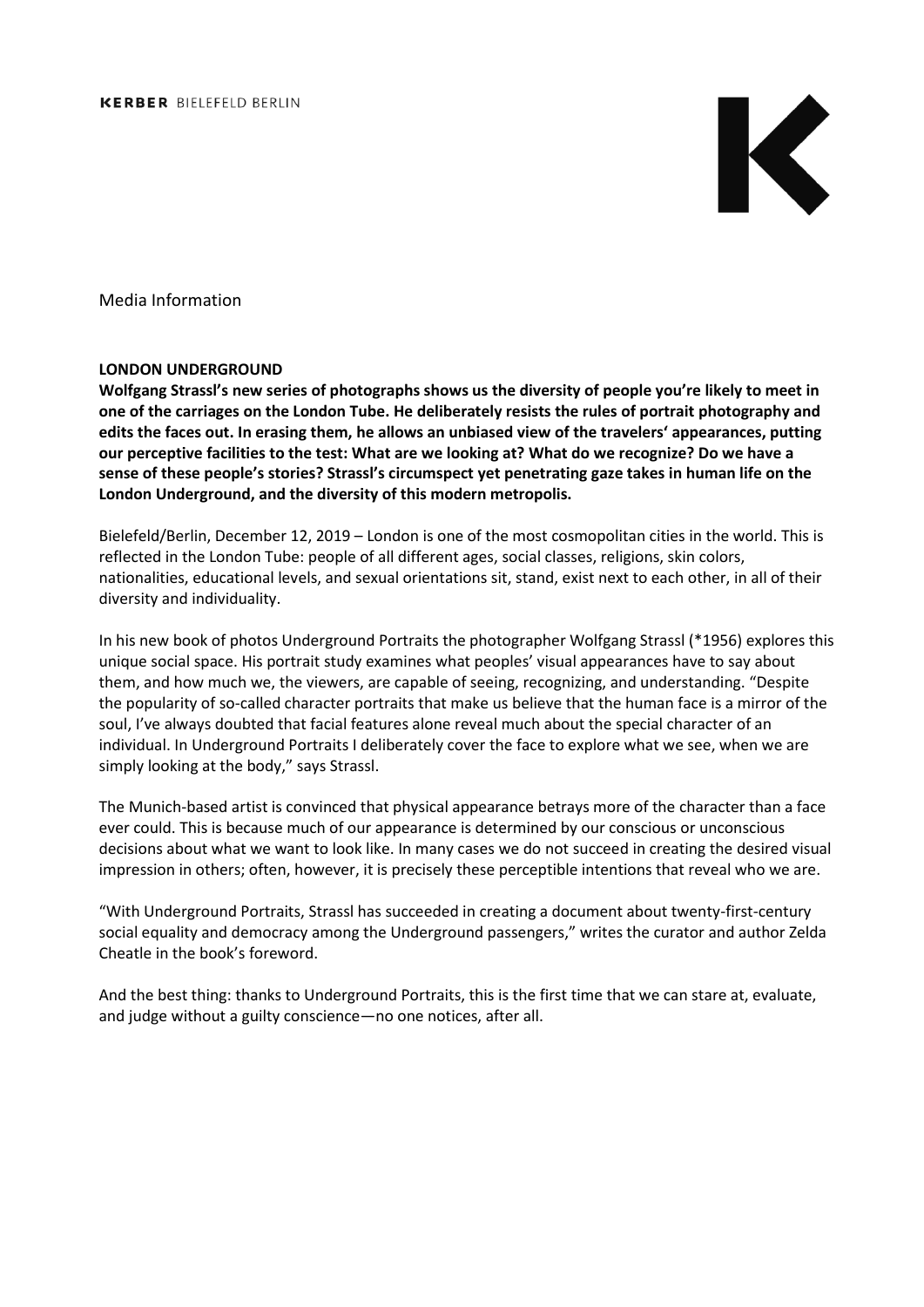KERBER BIELEFELD BERLIN

Media Information

**LONDON UNDERGROUND**

**Wolfgang Strassl's new series of photographs shows us the diversity of people you're likely to meet in one of the carriages on the London Tube. He deliberately resists the rules of portrait photography and edits the faces out. In erasing them, he allows an unbiased view of the travelers' appearances, putting our perceptive facilities to the test: What are we looking at? What do we recognize? Do we have a sense of these people's stories? Strassl's circumspect yet penetrating gaze takes in human life on the London Underground, and the diversity of this modern metropolis.**

Bielefeld/Berlin, December 12, 2019 – London is one of the most cosmopolitan cities in the world. This is reflected in the London Tube: people of all different ages, social classes, religions, skin colors, nationalities, educational levels, and sexual orientations sit, stand, exist next to each other, in all of their diversity and individuality.

In his new book of photos Underground Portraits the photographer Wolfgang Strassl (*1956) explores this unique social space. His portrait study examines what peoples' visual appearances have to say about them, and how much we, the viewers, are capable of seeing, recognizing, and understanding. "Despite the popularity of so-called character portraits that make us believe that the human face is a mirror of the soul, I've always doubted that facial features alone reveal much about the special character of an individual. In Underground Portraits I deliberately cover the face to explore what we see, when we are simply looking at the body," says Strassl.

The Munich-based artist is convinced that physical appearance betrays more of the character than a face ever could. This is because much of our appearance is determined by our conscious or unconscious decisions about what we want to look like. In many cases we do not succeed in creating the desired visual impression in others; often, however, it is precisely these perceptible intentions that reveal who we are.

"With Underground Portraits, Strassl has succeeded in creating a document about twenty-first-century social equality and democracy among the Underground passengers," writes the curator and author Zelda Cheatle in the book's foreword.

And the best thing: thanks to Underground Portraits, this is the first time that we can stare at, evaluate, and judge without a guilty conscience—no one notices, after all.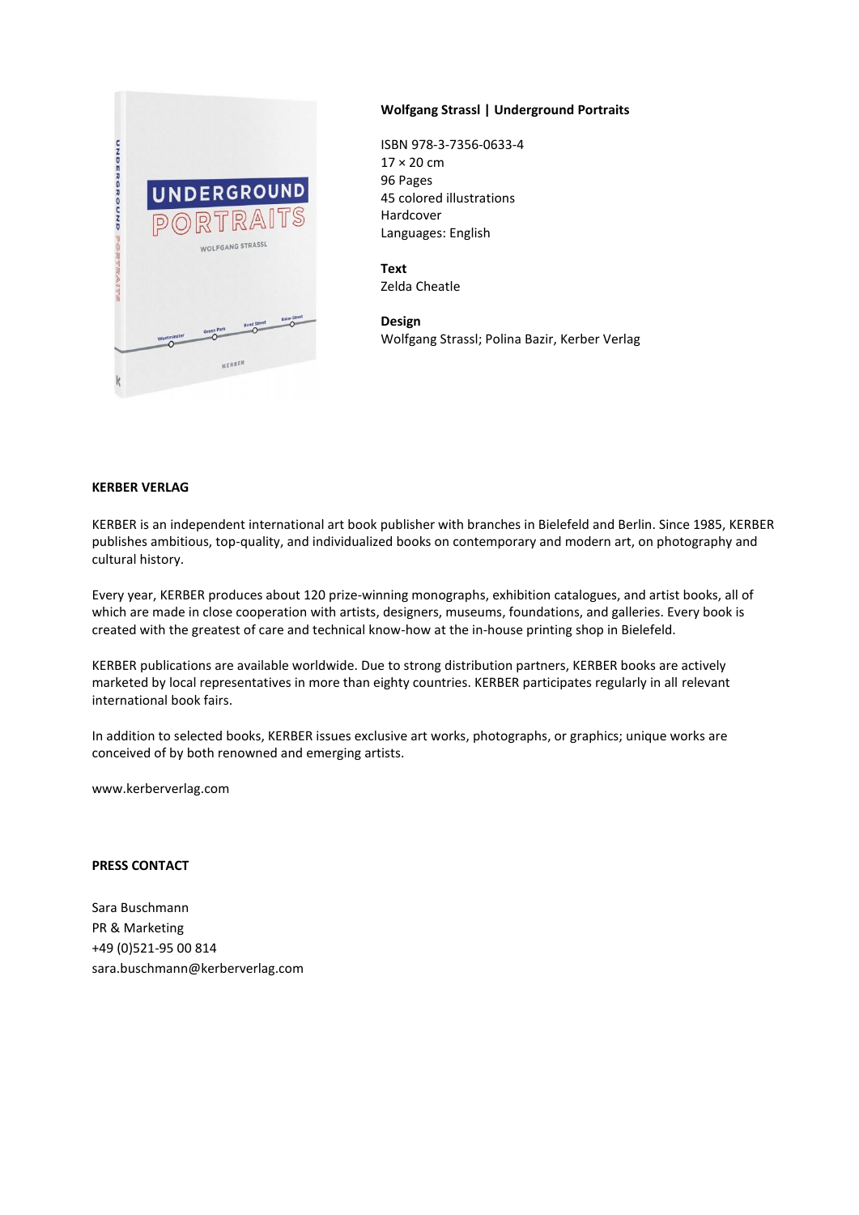**Wolfgang Strassl | Underground Portraits**

ISBN 978-3-7356-0633-4
17 × 20 cm
96 Pages
45 colored illustrations
Hardcover
Languages: English

**Text**
Zelda Cheatle

**Design**
Wolfgang Strassl; Polina Bazir, Kerber Verlag

**KERBER VERLAG**

KERBER is an independent international art book publisher with branches in Bielefeld and Berlin. Since 1985, KERBER publishes ambitious, top-quality, and individualized books on contemporary and modern art, on photography and cultural history.

Every year, KERBER produces about 120 prize-winning monographs, exhibition catalogues, and artist books, all of which are made in close cooperation with artists, designers, museums, foundations, and galleries. Every book is created with the greatest of care and technical know-how at the in-house printing shop in Bielefeld.

KERBER publications are available worldwide. Due to strong distribution partners, KERBER books are actively marketed by local representatives in more than eighty countries. KERBER participates regularly in all relevant international book fairs.

In addition to selected books, KERBER issues exclusive art works, photographs, or graphics; unique works are conceived of by both renowned and emerging artists.

www.kerberverlag.com

**PRESS CONTACT**

Sara Buschmann
PR & Marketing
+49 (0)521-95 00 814
sara.buschmann@kerberverlag.com